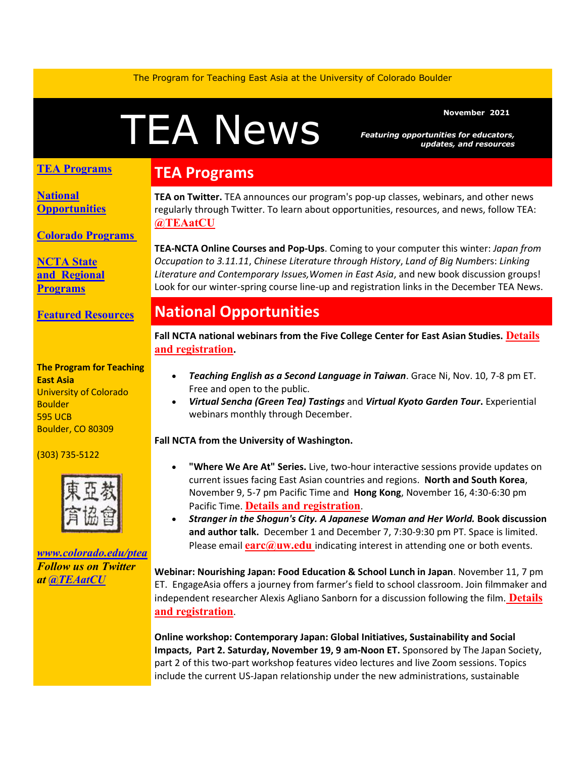The Program for Teaching East Asia at the University of Colorado Boulder

# TEA News

**November 2021**

***Featuring opportunities for educators, updates, and resources***

**TEA Programs**

**National Opportunities**

**Colorado Programs**

**NCTA State and Regional Programs**

**Featured Resources**

**The Program for Teaching East Asia**
University of Colorado Boulder
595 UCB
Boulder, CO 80309

(303) 735-5122

東亞教育協會

***www.colorado.edu/ptea***
***Follow us on Twitter at @TEAatCU***

## TEA Programs

**TEA on Twitter.** TEA announces our program's pop-up classes, webinars, and other news regularly through Twitter. To learn about opportunities, resources, and news, follow TEA: **@TEAatCU**

**TEA-NCTA Online Courses and Pop-Ups**. Coming to your computer this winter: *Japan from Occupation to 3.11.11*, *Chinese Literature through History*, *Land of Big Numbers*: *Linking Literature and Contemporary Issues,Women in East Asia*, and new book discussion groups! Look for our winter-spring course line-up and registration links in the December TEA News.

## National Opportunities

**Fall NCTA national webinars from the Five College Center for East Asian Studies. Details and registration.**

- ***Teaching English as a Second Language in Taiwan***. Grace Ni, Nov. 10, 7-8 pm ET. Free and open to the public.
- ***Virtual Sencha (Green Tea) Tastings*** and ***Virtual Kyoto Garden Tour*.** Experiential webinars monthly through December.

**Fall NCTA from the University of Washington.**

- **"Where We Are At" Series.** Live, two-hour interactive sessions provide updates on current issues facing East Asian countries and regions. **North and South Korea**, November 9, 5-7 pm Pacific Time and **Hong Kong**, November 16, 4:30-6:30 pm Pacific Time. **Details and registration**.
- ***Stranger in the Shogun's City. A Japanese Woman and Her World.*** **Book discussion and author talk.** December 1 and December 7, 7:30-9:30 pm PT. Space is limited. Please email **earc@uw.edu** indicating interest in attending one or both events.

**Webinar: Nourishing Japan: Food Education & School Lunch in Japan**. November 11, 7 pm ET. EngageAsia offers a journey from farmer's field to school classroom. Join filmmaker and independent researcher Alexis Agliano Sanborn for a discussion following the film. **Details and registration**.

**Online workshop: Contemporary Japan: Global Initiatives, Sustainability and Social Impacts, Part 2. Saturday, November 19, 9 am-Noon ET.** Sponsored by The Japan Society, part 2 of this two-part workshop features video lectures and live Zoom sessions. Topics include the current US-Japan relationship under the new administrations, sustainable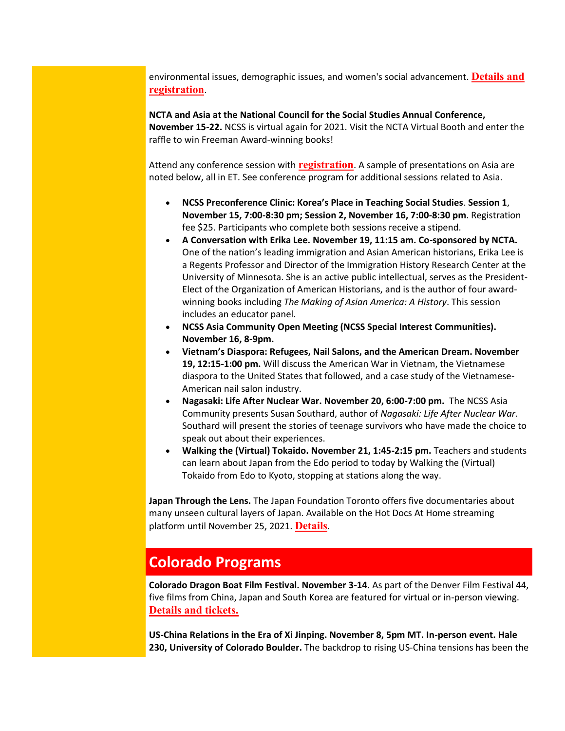environmental issues, demographic issues, and women's social advancement. **Details and registration**.

**NCTA and Asia at the National Council for the Social Studies Annual Conference, November 15-22.** NCSS is virtual again for 2021. Visit the NCTA Virtual Booth and enter the raffle to win Freeman Award-winning books!

Attend any conference session with **registration**. A sample of presentations on Asia are noted below, all in ET. See conference program for additional sessions related to Asia.

- **NCSS Preconference Clinic: Korea's Place in Teaching Social Studies**. **Session 1**, **November 15, 7:00-8:30 pm; Session 2, November 16, 7:00-8:30 pm**. Registration fee $25. Participants who complete both sessions receive a stipend.
- **A Conversation with Erika Lee. November 19, 11:15 am. Co-sponsored by NCTA.** One of the nation's leading immigration and Asian American historians, Erika Lee is a Regents Professor and Director of the Immigration History Research Center at the University of Minnesota. She is an active public intellectual, serves as the President-Elect of the Organization of American Historians, and is the author of four award-winning books including *The Making of Asian America: A History*. This session includes an educator panel.
- **NCSS Asia Community Open Meeting (NCSS Special Interest Communities). November 16, 8-9pm.**
- **Vietnam's Diaspora: Refugees, Nail Salons, and the American Dream. November 19, 12:15-1:00 pm.** Will discuss the American War in Vietnam, the Vietnamese diaspora to the United States that followed, and a case study of the Vietnamese-American nail salon industry.
- **Nagasaki: Life After Nuclear War. November 20, 6:00-7:00 pm.** The NCSS Asia Community presents Susan Southard, author of *Nagasaki: Life After Nuclear War*. Southard will present the stories of teenage survivors who have made the choice to speak out about their experiences.
- **Walking the (Virtual) Tokaido. November 21, 1:45-2:15 pm.** Teachers and students can learn about Japan from the Edo period to today by Walking the (Virtual) Tokaido from Edo to Kyoto, stopping at stations along the way.

**Japan Through the Lens.** The Japan Foundation Toronto offers five documentaries about many unseen cultural layers of Japan. Available on the Hot Docs At Home streaming platform until November 25, 2021. **Details**.

## Colorado Programs

**Colorado Dragon Boat Film Festival. November 3-14.** As part of the Denver Film Festival 44, five films from China, Japan and South Korea are featured for virtual or in-person viewing. **Details and tickets.**

**US-China Relations in the Era of Xi Jinping. November 8, 5pm MT. In-person event. Hale 230, University of Colorado Boulder.** The backdrop to rising US-China tensions has been the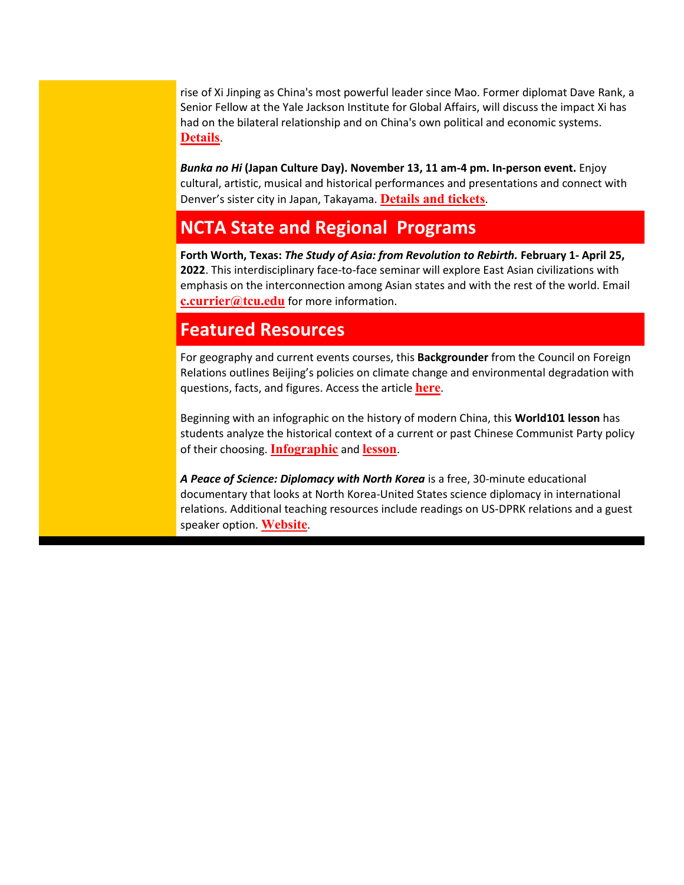rise of Xi Jinping as China's most powerful leader since Mao. Former diplomat Dave Rank, a Senior Fellow at the Yale Jackson Institute for Global Affairs, will discuss the impact Xi has had on the bilateral relationship and on China's own political and economic systems. **Details**.

***Bunka no Hi* (Japan Culture Day). November 13, 11 am-4 pm. In-person event.** Enjoy cultural, artistic, musical and historical performances and presentations and connect with Denver's sister city in Japan, Takayama. **Details and tickets**.

## NCTA State and Regional Programs

**Forth Worth, Texas: *The Study of Asia: from Revolution to Rebirth.* February 1- April 25, 2022**. This interdisciplinary face-to-face seminar will explore East Asian civilizations with emphasis on the interconnection among Asian states and with the rest of the world. Email **c.currier@tcu.edu** for more information.

## Featured Resources

For geography and current events courses, this **Backgrounder** from the Council on Foreign Relations outlines Beijing's policies on climate change and environmental degradation with questions, facts, and figures. Access the article **here**.

Beginning with an infographic on the history of modern China, this **World101 lesson** has students analyze the historical context of a current or past Chinese Communist Party policy of their choosing. **Infographic** and **lesson**.

***A Peace of Science: Diplomacy with North Korea*** is a free, 30-minute educational documentary that looks at North Korea-United States science diplomacy in international relations. Additional teaching resources include readings on US-DPRK relations and a guest speaker option. **Website**.